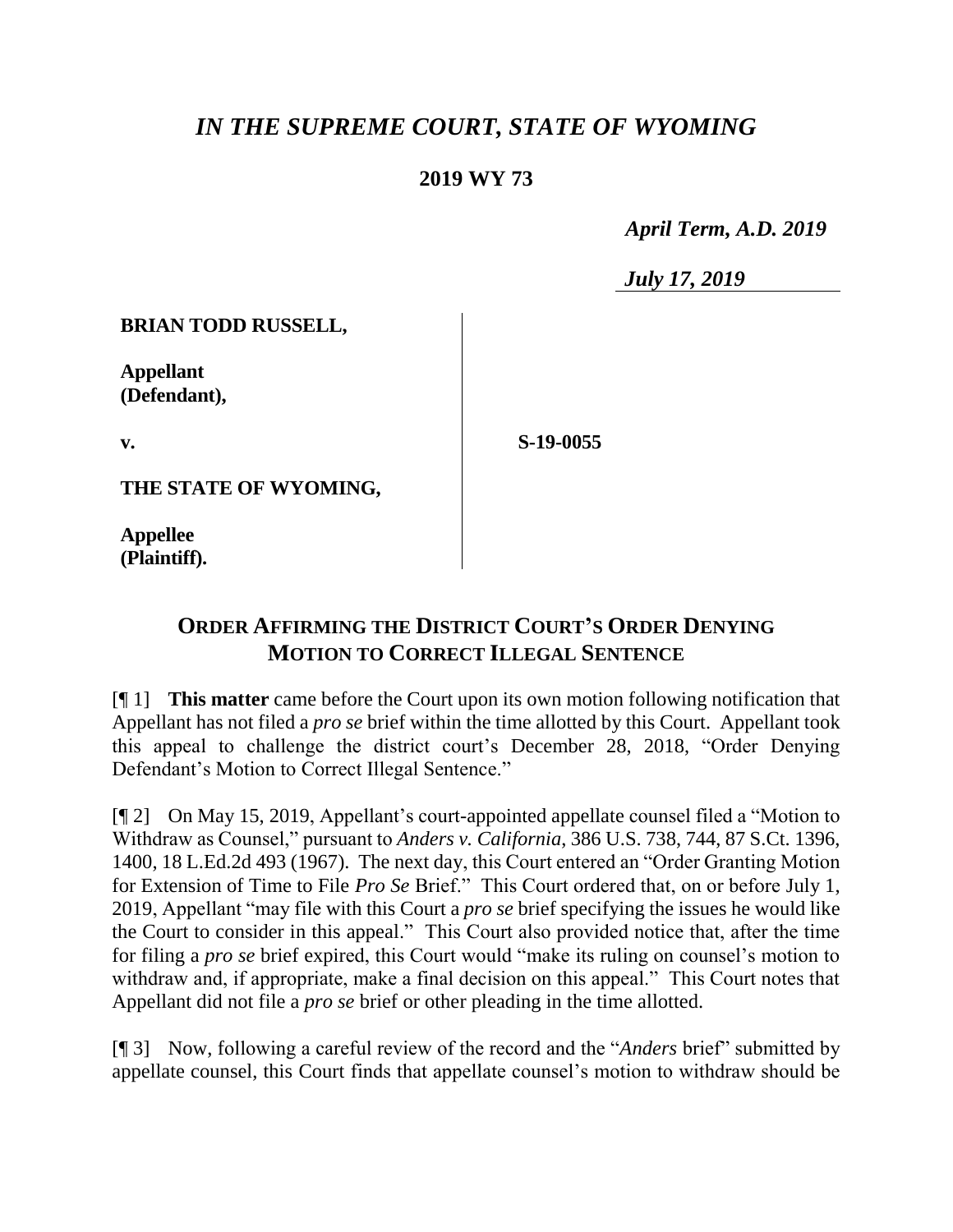# *IN THE SUPREME COURT, STATE OF WYOMING*

**2019 WY 73**

*April Term, A.D. 2019*

*July 17, 2019*

| | |
|---|---|
| **BRIAN TODD RUSSELL,**<br><br>**Appellant (Defendant),**<br><br>**v.**<br><br>**THE STATE OF WYOMING,**<br><br>**Appellee (Plaintiff).** | **S-19-0055** |

## ORDER AFFIRMING THE DISTRICT COURT'S ORDER DENYING MOTION TO CORRECT ILLEGAL SENTENCE

[¶ 1] **This matter** came before the Court upon its own motion following notification that Appellant has not filed a *pro se* brief within the time allotted by this Court. Appellant took this appeal to challenge the district court's December 28, 2018, "Order Denying Defendant's Motion to Correct Illegal Sentence."

[¶ 2] On May 15, 2019, Appellant's court-appointed appellate counsel filed a "Motion to Withdraw as Counsel," pursuant to *Anders v. California*, 386 U.S. 738, 744, 87 S.Ct. 1396, 1400, 18 L.Ed.2d 493 (1967). The next day, this Court entered an "Order Granting Motion for Extension of Time to File *Pro Se* Brief." This Court ordered that, on or before July 1, 2019, Appellant "may file with this Court a *pro se* brief specifying the issues he would like the Court to consider in this appeal." This Court also provided notice that, after the time for filing a *pro se* brief expired, this Court would "make its ruling on counsel's motion to withdraw and, if appropriate, make a final decision on this appeal." This Court notes that Appellant did not file a *pro se* brief or other pleading in the time allotted.

[¶ 3] Now, following a careful review of the record and the "*Anders* brief" submitted by appellate counsel, this Court finds that appellate counsel's motion to withdraw should be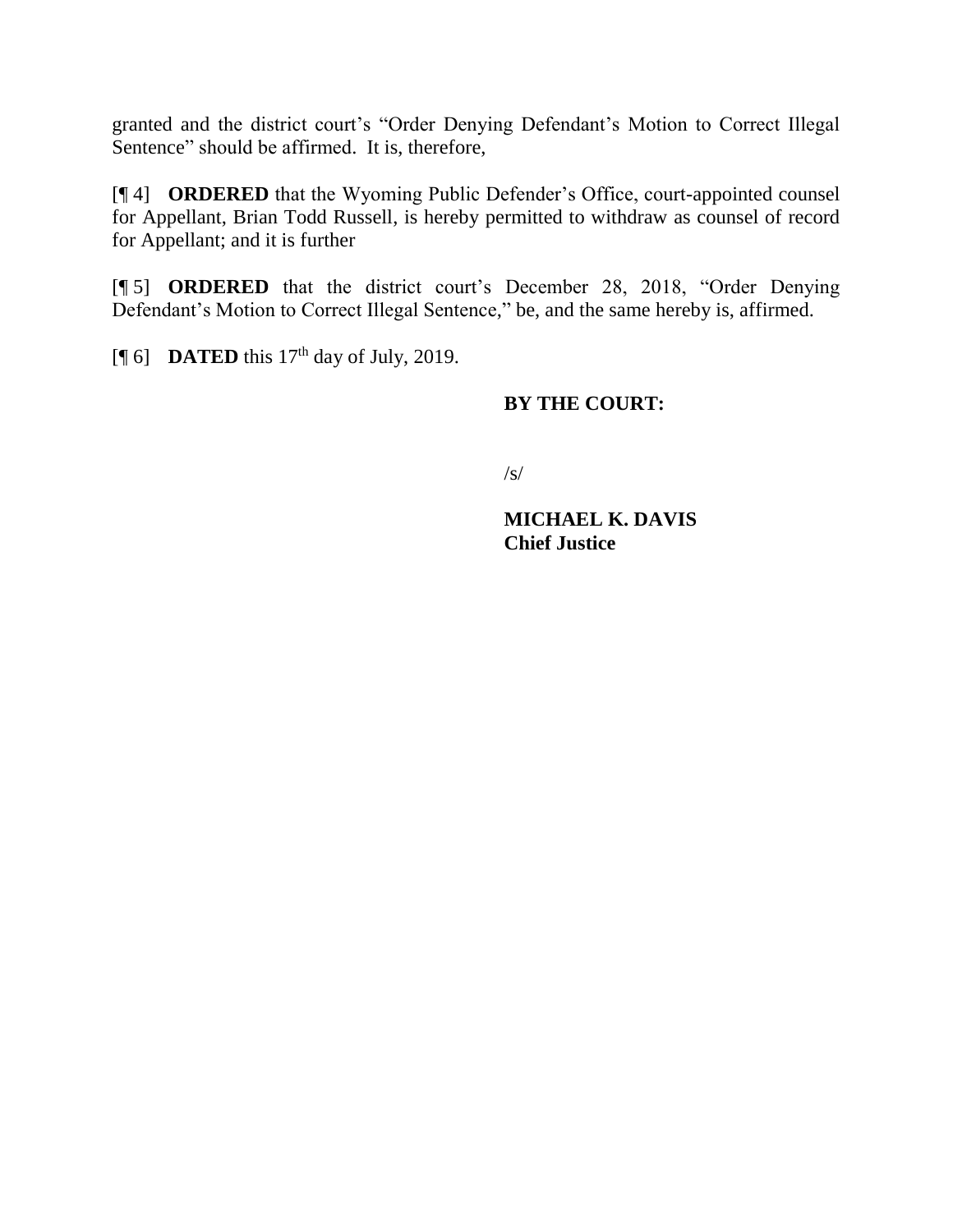granted and the district court's "Order Denying Defendant's Motion to Correct Illegal Sentence" should be affirmed. It is, therefore,

[¶ 4] **ORDERED** that the Wyoming Public Defender's Office, court-appointed counsel for Appellant, Brian Todd Russell, is hereby permitted to withdraw as counsel of record for Appellant; and it is further

[¶ 5] **ORDERED** that the district court's December 28, 2018, "Order Denying Defendant's Motion to Correct Illegal Sentence," be, and the same hereby is, affirmed.

[¶ 6] **DATED** this 17th day of July, 2019.

**BY THE COURT:**

/s/

**MICHAEL K. DAVIS**
**Chief Justice**